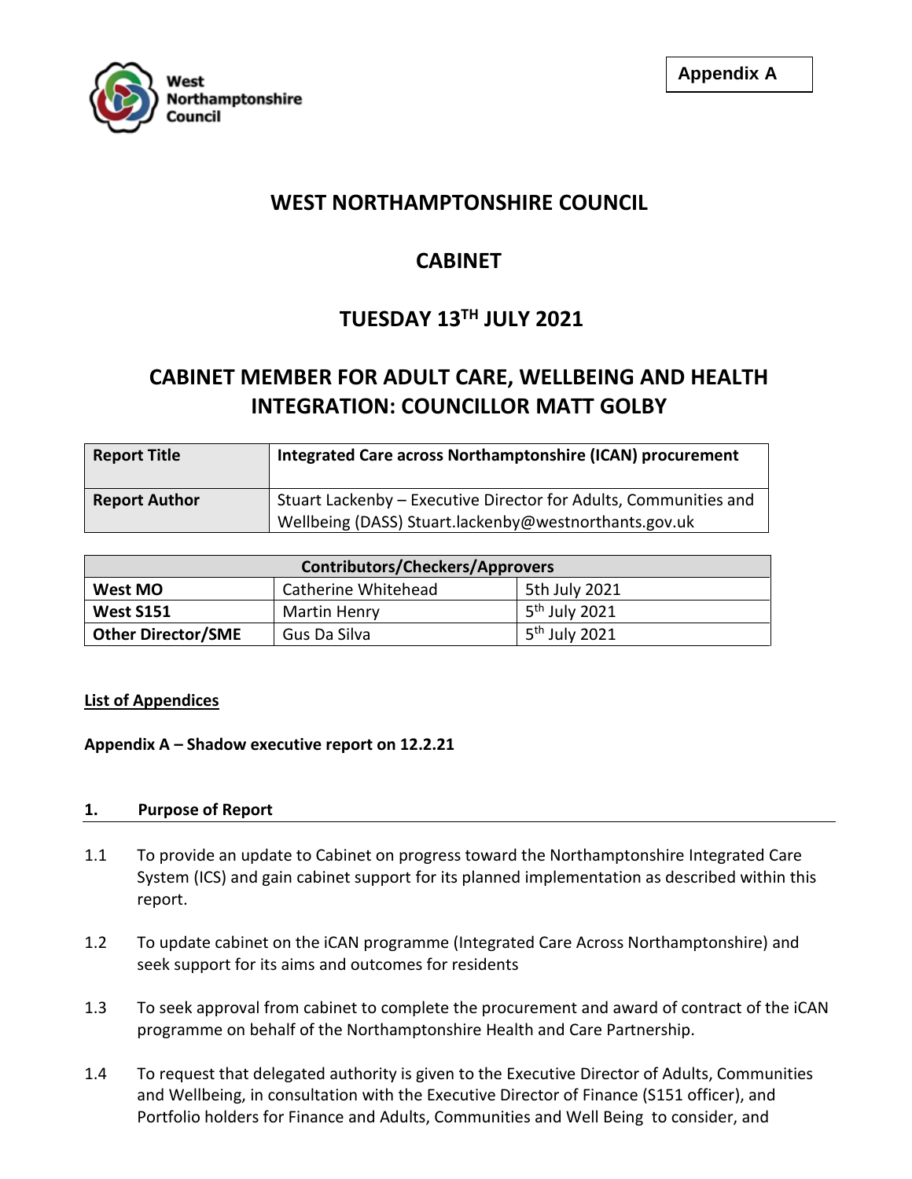Appendix A

# WEST NORTHAMPTONSHIRE COUNCIL

## CABINET

## TUESDAY 13TH JULY 2021

## CABINET MEMBER FOR ADULT CARE, WELLBEING AND HEALTH INTEGRATION: COUNCILLOR MATT GOLBY

| Report Title | Integrated Care across Northamptonshire (ICAN) procurement |
|---|---|
| Report Author | Stuart Lackenby – Executive Director for Adults, Communities and Wellbeing (DASS) Stuart.lackenby@westnorthants.gov.uk |

| Contributors/Checkers/Approvers | | |
|---|---|---|
| West MO | Catherine Whitehead | 5th July 2021 |
| West S151 | Martin Henry | 5th July 2021 |
| Other Director/SME | Gus Da Silva | 5th July 2021 |

**List of Appendices**

**Appendix A – Shadow executive report on 12.2.21**

### 1. Purpose of Report

1.1 To provide an update to Cabinet on progress toward the Northamptonshire Integrated Care System (ICS) and gain cabinet support for its planned implementation as described within this report.

1.2 To update cabinet on the iCAN programme (Integrated Care Across Northamptonshire) and seek support for its aims and outcomes for residents

1.3 To seek approval from cabinet to complete the procurement and award of contract of the iCAN programme on behalf of the Northamptonshire Health and Care Partnership.

1.4 To request that delegated authority is given to the Executive Director of Adults, Communities and Wellbeing, in consultation with the Executive Director of Finance (S151 officer), and Portfolio holders for Finance and Adults, Communities and Well Being to consider, and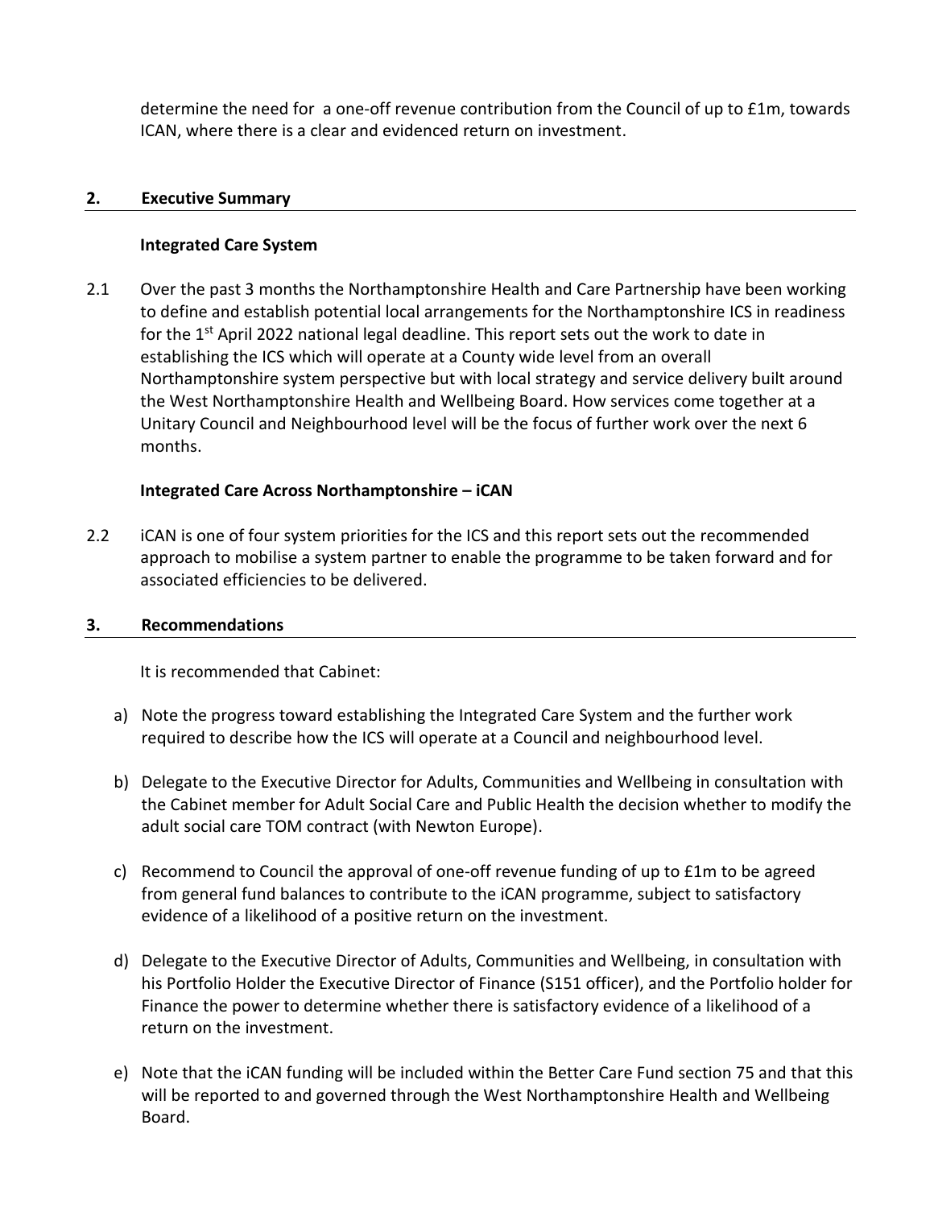determine the need for a one-off revenue contribution from the Council of up to £1m, towards ICAN, where there is a clear and evidenced return on investment.

## 2. Executive Summary

### Integrated Care System

2.1 Over the past 3 months the Northamptonshire Health and Care Partnership have been working to define and establish potential local arrangements for the Northamptonshire ICS in readiness for the 1st April 2022 national legal deadline. This report sets out the work to date in establishing the ICS which will operate at a County wide level from an overall Northamptonshire system perspective but with local strategy and service delivery built around the West Northamptonshire Health and Wellbeing Board. How services come together at a Unitary Council and Neighbourhood level will be the focus of further work over the next 6 months.

### Integrated Care Across Northamptonshire – iCAN

2.2 iCAN is one of four system priorities for the ICS and this report sets out the recommended approach to mobilise a system partner to enable the programme to be taken forward and for associated efficiencies to be delivered.

## 3. Recommendations

It is recommended that Cabinet:

a) Note the progress toward establishing the Integrated Care System and the further work required to describe how the ICS will operate at a Council and neighbourhood level.

b) Delegate to the Executive Director for Adults, Communities and Wellbeing in consultation with the Cabinet member for Adult Social Care and Public Health the decision whether to modify the adult social care TOM contract (with Newton Europe).

c) Recommend to Council the approval of one-off revenue funding of up to £1m to be agreed from general fund balances to contribute to the iCAN programme, subject to satisfactory evidence of a likelihood of a positive return on the investment.

d) Delegate to the Executive Director of Adults, Communities and Wellbeing, in consultation with his Portfolio Holder the Executive Director of Finance (S151 officer), and the Portfolio holder for Finance the power to determine whether there is satisfactory evidence of a likelihood of a return on the investment.

e) Note that the iCAN funding will be included within the Better Care Fund section 75 and that this will be reported to and governed through the West Northamptonshire Health and Wellbeing Board.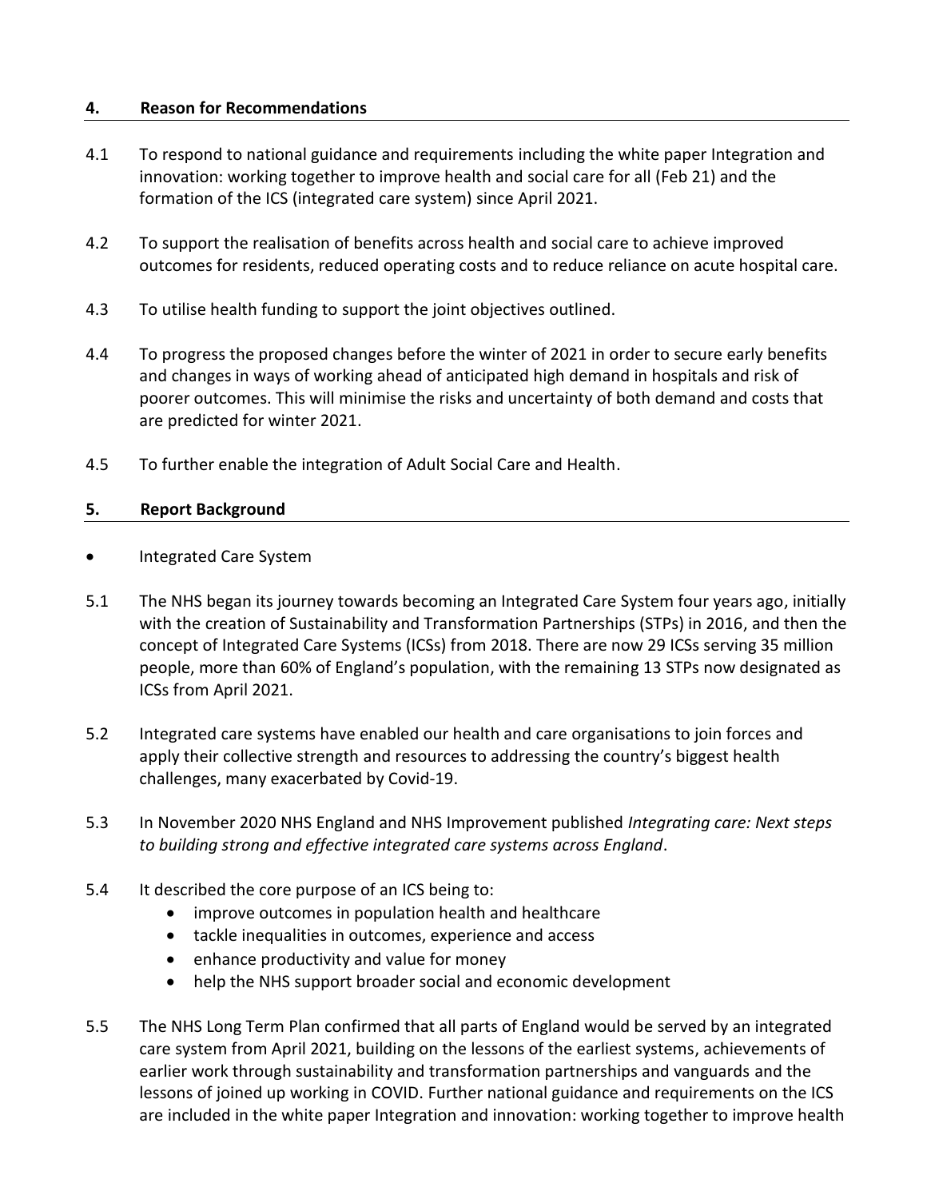## 4. Reason for Recommendations

4.1 To respond to national guidance and requirements including the white paper Integration and innovation: working together to improve health and social care for all (Feb 21) and the formation of the ICS (integrated care system) since April 2021.

4.2 To support the realisation of benefits across health and social care to achieve improved outcomes for residents, reduced operating costs and to reduce reliance on acute hospital care.

4.3 To utilise health funding to support the joint objectives outlined.

4.4 To progress the proposed changes before the winter of 2021 in order to secure early benefits and changes in ways of working ahead of anticipated high demand in hospitals and risk of poorer outcomes. This will minimise the risks and uncertainty of both demand and costs that are predicted for winter 2021.

4.5 To further enable the integration of Adult Social Care and Health.

## 5. Report Background

- Integrated Care System

5.1 The NHS began its journey towards becoming an Integrated Care System four years ago, initially with the creation of Sustainability and Transformation Partnerships (STPs) in 2016, and then the concept of Integrated Care Systems (ICSs) from 2018. There are now 29 ICSs serving 35 million people, more than 60% of England's population, with the remaining 13 STPs now designated as ICSs from April 2021.

5.2 Integrated care systems have enabled our health and care organisations to join forces and apply their collective strength and resources to addressing the country's biggest health challenges, many exacerbated by Covid-19.

5.3 In November 2020 NHS England and NHS Improvement published *Integrating care: Next steps to building strong and effective integrated care systems across England*.

5.4 It described the core purpose of an ICS being to:
- improve outcomes in population health and healthcare
- tackle inequalities in outcomes, experience and access
- enhance productivity and value for money
- help the NHS support broader social and economic development

5.5 The NHS Long Term Plan confirmed that all parts of England would be served by an integrated care system from April 2021, building on the lessons of the earliest systems, achievements of earlier work through sustainability and transformation partnerships and vanguards and the lessons of joined up working in COVID. Further national guidance and requirements on the ICS are included in the white paper Integration and innovation: working together to improve health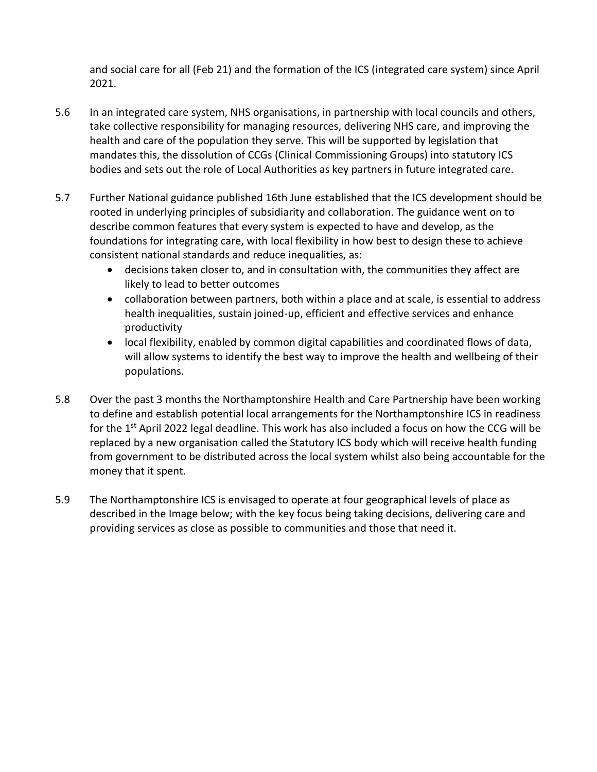and social care for all (Feb 21) and the formation of the ICS (integrated care system) since April 2021.

5.6 In an integrated care system, NHS organisations, in partnership with local councils and others, take collective responsibility for managing resources, delivering NHS care, and improving the health and care of the population they serve. This will be supported by legislation that mandates this, the dissolution of CCGs (Clinical Commissioning Groups) into statutory ICS bodies and sets out the role of Local Authorities as key partners in future integrated care.

5.7 Further National guidance published 16th June established that the ICS development should be rooted in underlying principles of subsidiarity and collaboration. The guidance went on to describe common features that every system is expected to have and develop, as the foundations for integrating care, with local flexibility in how best to design these to achieve consistent national standards and reduce inequalities, as:

- decisions taken closer to, and in consultation with, the communities they affect are likely to lead to better outcomes
- collaboration between partners, both within a place and at scale, is essential to address health inequalities, sustain joined-up, efficient and effective services and enhance productivity
- local flexibility, enabled by common digital capabilities and coordinated flows of data, will allow systems to identify the best way to improve the health and wellbeing of their populations.

5.8 Over the past 3 months the Northamptonshire Health and Care Partnership have been working to define and establish potential local arrangements for the Northamptonshire ICS in readiness for the 1st April 2022 legal deadline. This work has also included a focus on how the CCG will be replaced by a new organisation called the Statutory ICS body which will receive health funding from government to be distributed across the local system whilst also being accountable for the money that it spent.

5.9 The Northamptonshire ICS is envisaged to operate at four geographical levels of place as described in the Image below; with the key focus being taking decisions, delivering care and providing services as close as possible to communities and those that need it.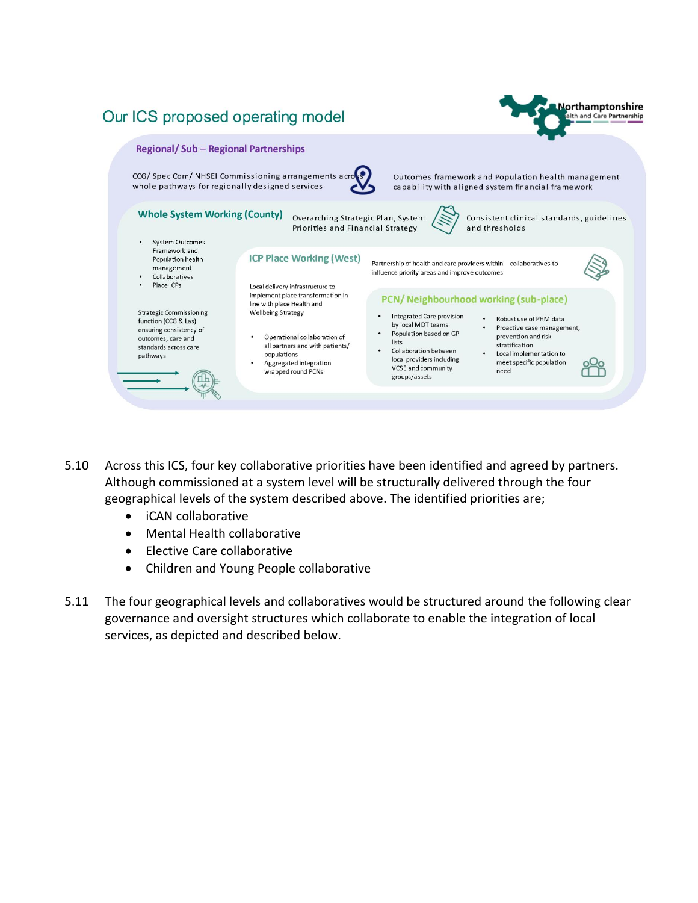## Our ICS proposed operating model

**Regional/ Sub – Regional Partnerships**

CCG/ Spec Com/ NHSEI Commissioning arrangements across whole pathways for regionally designed services

Outcomes framework and Population health management capability with aligned system financial framework

**Whole System Working (County)**

Overarching Strategic Plan, System Priorities and Financial Strategy

Consistent clinical standards, guidelines and thresholds

- System Outcomes Framework and Population health management
- Collaboratives
- Place ICPs

Strategic Commissioning function (CCG & Las) ensuring consistency of outcomes, care and standards across care pathways

**ICP Place Working (West)**

Partnership of health and care providers within collaboratives to influence priority areas and improve outcomes

Local delivery infrastructure to implement place transformation in line with place Health and Wellbeing Strategy

- Operational collaboration of all partners and with patients/ populations
- Aggregated integration wrapped round PCNs

**PCN/ Neighbourhood working (sub-place)**

- Integrated Care provision by local MDT teams
- Population based on GP lists
- Collaboration between local providers including VCSE and community groups/assets
- Robust use of PHM data
- Proactive case management, prevention and risk stratification
- Local implementation to meet specific population need

5.10 Across this ICS, four key collaborative priorities have been identified and agreed by partners. Although commissioned at a system level will be structurally delivered through the four geographical levels of the system described above. The identified priorities are;

- iCAN collaborative
- Mental Health collaborative
- Elective Care collaborative
- Children and Young People collaborative

5.11 The four geographical levels and collaboratives would be structured around the following clear governance and oversight structures which collaborate to enable the integration of local services, as depicted and described below.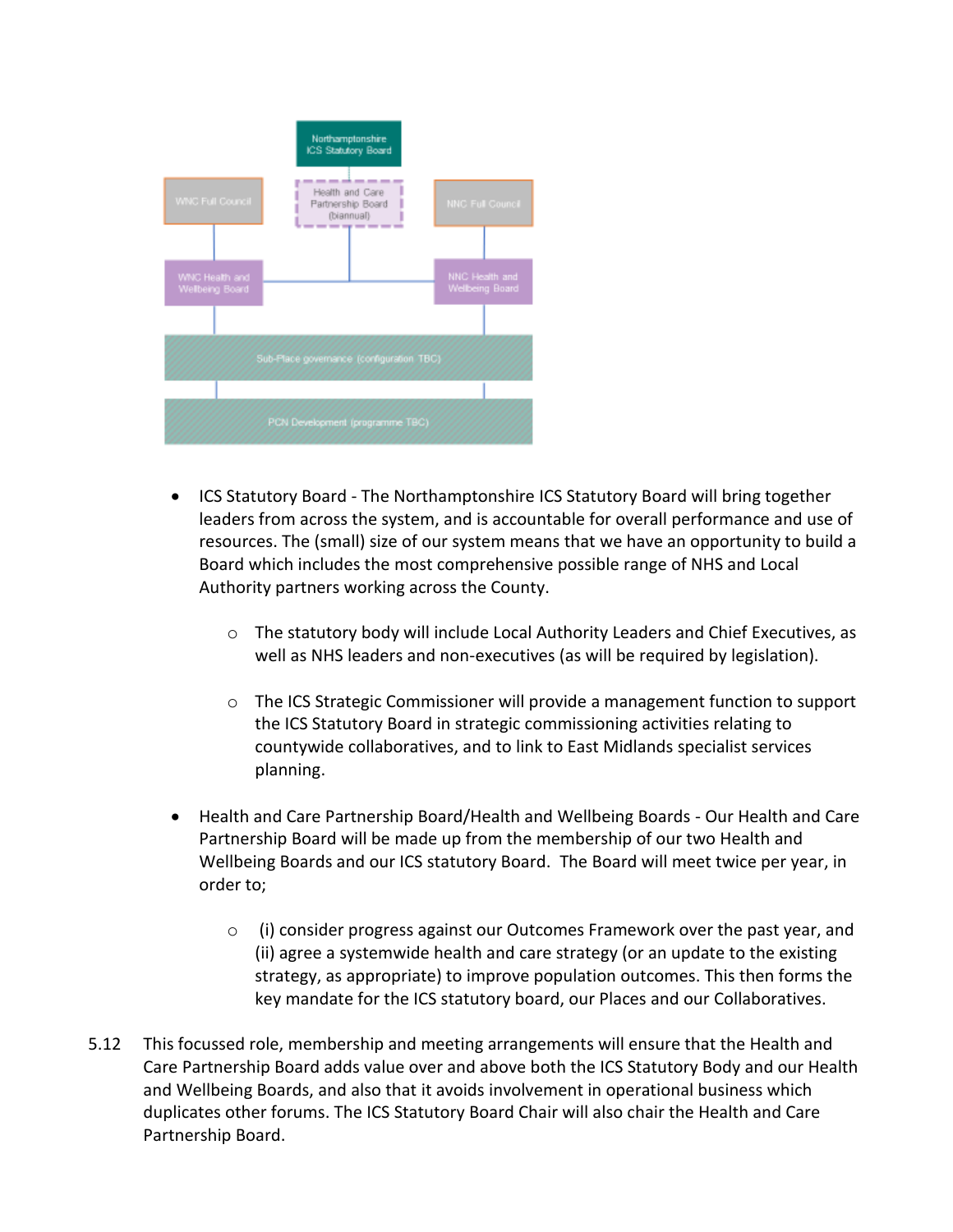- ICS Statutory Board - The Northamptonshire ICS Statutory Board will bring together leaders from across the system, and is accountable for overall performance and use of resources. The (small) size of our system means that we have an opportunity to build a Board which includes the most comprehensive possible range of NHS and Local Authority partners working across the County.
  - The statutory body will include Local Authority Leaders and Chief Executives, as well as NHS leaders and non-executives (as will be required by legislation).
  - The ICS Strategic Commissioner will provide a management function to support the ICS Statutory Board in strategic commissioning activities relating to countywide collaboratives, and to link to East Midlands specialist services planning.
- Health and Care Partnership Board/Health and Wellbeing Boards - Our Health and Care Partnership Board will be made up from the membership of our two Health and Wellbeing Boards and our ICS statutory Board. The Board will meet twice per year, in order to;
  - (i) consider progress against our Outcomes Framework over the past year, and (ii) agree a systemwide health and care strategy (or an update to the existing strategy, as appropriate) to improve population outcomes. This then forms the key mandate for the ICS statutory board, our Places and our Collaboratives.

5.12 This focussed role, membership and meeting arrangements will ensure that the Health and Care Partnership Board adds value over and above both the ICS Statutory Body and our Health and Wellbeing Boards, and also that it avoids involvement in operational business which duplicates other forums. The ICS Statutory Board Chair will also chair the Health and Care Partnership Board.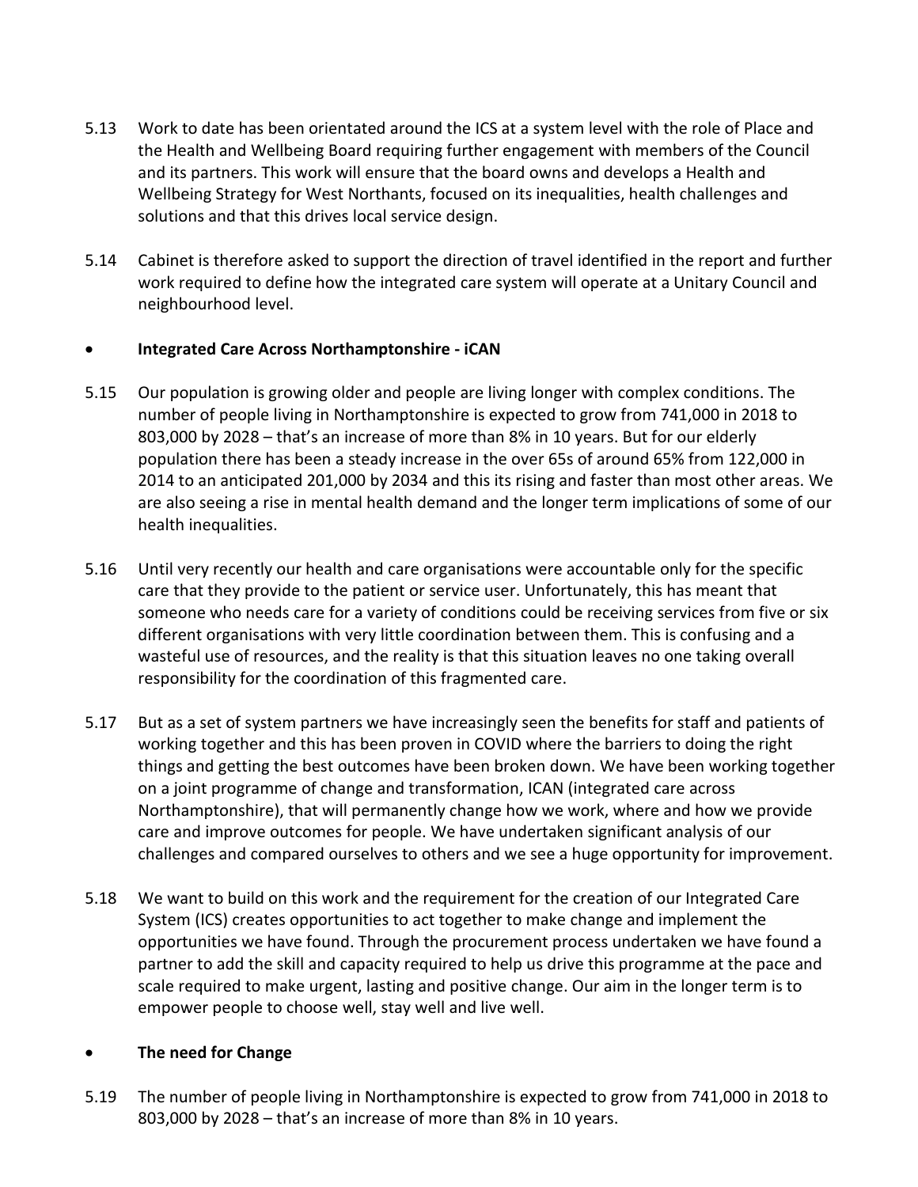5.13 Work to date has been orientated around the ICS at a system level with the role of Place and the Health and Wellbeing Board requiring further engagement with members of the Council and its partners. This work will ensure that the board owns and develops a Health and Wellbeing Strategy for West Northants, focused on its inequalities, health challenges and solutions and that this drives local service design.

5.14 Cabinet is therefore asked to support the direction of travel identified in the report and further work required to define how the integrated care system will operate at a Unitary Council and neighbourhood level.

- **Integrated Care Across Northamptonshire - iCAN**

5.15 Our population is growing older and people are living longer with complex conditions. The number of people living in Northamptonshire is expected to grow from 741,000 in 2018 to 803,000 by 2028 – that's an increase of more than 8% in 10 years. But for our elderly population there has been a steady increase in the over 65s of around 65% from 122,000 in 2014 to an anticipated 201,000 by 2034 and this its rising and faster than most other areas. We are also seeing a rise in mental health demand and the longer term implications of some of our health inequalities.

5.16 Until very recently our health and care organisations were accountable only for the specific care that they provide to the patient or service user. Unfortunately, this has meant that someone who needs care for a variety of conditions could be receiving services from five or six different organisations with very little coordination between them. This is confusing and a wasteful use of resources, and the reality is that this situation leaves no one taking overall responsibility for the coordination of this fragmented care.

5.17 But as a set of system partners we have increasingly seen the benefits for staff and patients of working together and this has been proven in COVID where the barriers to doing the right things and getting the best outcomes have been broken down. We have been working together on a joint programme of change and transformation, ICAN (integrated care across Northamptonshire), that will permanently change how we work, where and how we provide care and improve outcomes for people. We have undertaken significant analysis of our challenges and compared ourselves to others and we see a huge opportunity for improvement.

5.18 We want to build on this work and the requirement for the creation of our Integrated Care System (ICS) creates opportunities to act together to make change and implement the opportunities we have found. Through the procurement process undertaken we have found a partner to add the skill and capacity required to help us drive this programme at the pace and scale required to make urgent, lasting and positive change. Our aim in the longer term is to empower people to choose well, stay well and live well.

- **The need for Change**

5.19 The number of people living in Northamptonshire is expected to grow from 741,000 in 2018 to 803,000 by 2028 – that's an increase of more than 8% in 10 years.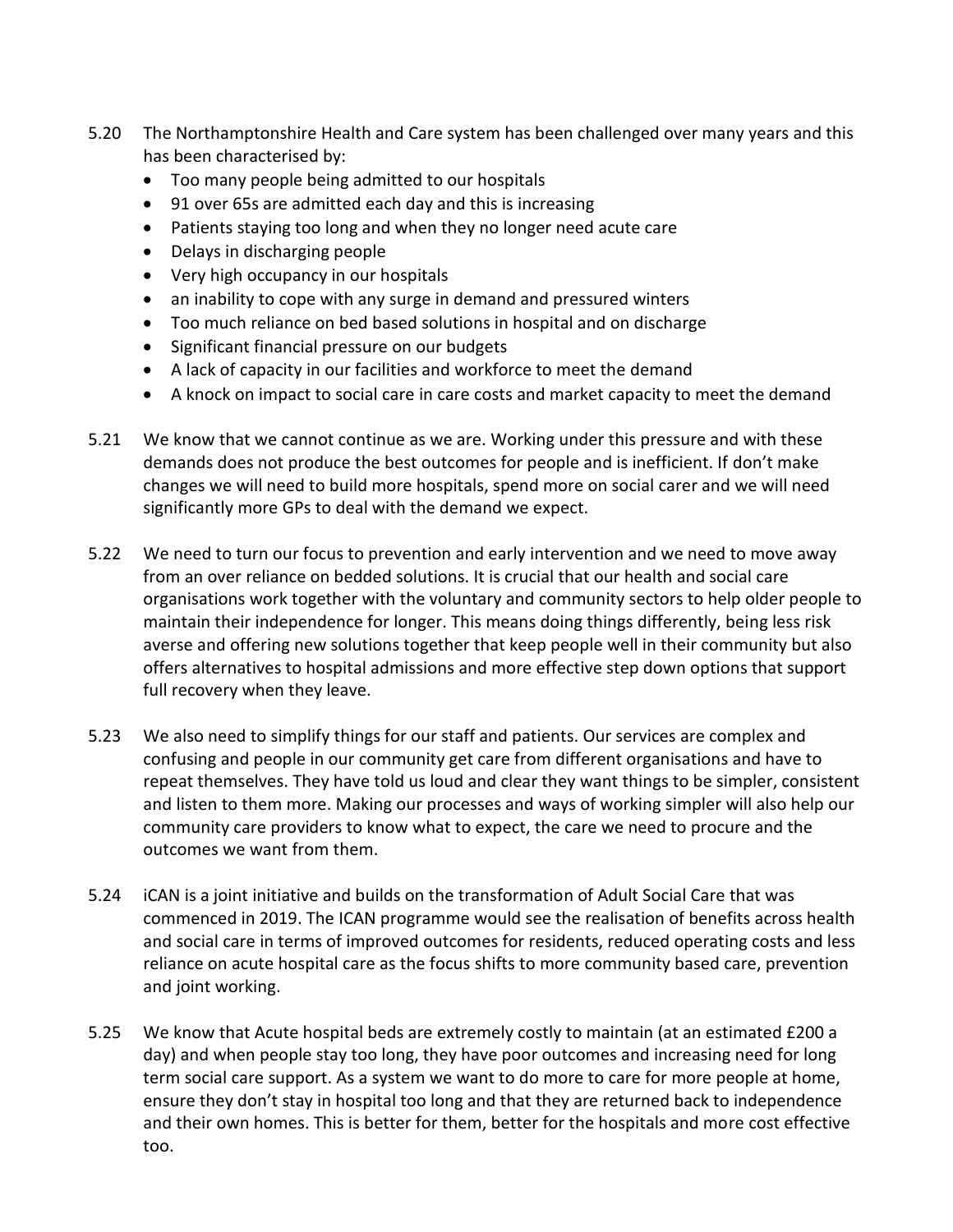5.20 The Northamptonshire Health and Care system has been challenged over many years and this has been characterised by:

- Too many people being admitted to our hospitals
- 91 over 65s are admitted each day and this is increasing
- Patients staying too long and when they no longer need acute care
- Delays in discharging people
- Very high occupancy in our hospitals
- an inability to cope with any surge in demand and pressured winters
- Too much reliance on bed based solutions in hospital and on discharge
- Significant financial pressure on our budgets
- A lack of capacity in our facilities and workforce to meet the demand
- A knock on impact to social care in care costs and market capacity to meet the demand

5.21 We know that we cannot continue as we are. Working under this pressure and with these demands does not produce the best outcomes for people and is inefficient. If don't make changes we will need to build more hospitals, spend more on social carer and we will need significantly more GPs to deal with the demand we expect.

5.22 We need to turn our focus to prevention and early intervention and we need to move away from an over reliance on bedded solutions. It is crucial that our health and social care organisations work together with the voluntary and community sectors to help older people to maintain their independence for longer. This means doing things differently, being less risk averse and offering new solutions together that keep people well in their community but also offers alternatives to hospital admissions and more effective step down options that support full recovery when they leave.

5.23 We also need to simplify things for our staff and patients. Our services are complex and confusing and people in our community get care from different organisations and have to repeat themselves. They have told us loud and clear they want things to be simpler, consistent and listen to them more. Making our processes and ways of working simpler will also help our community care providers to know what to expect, the care we need to procure and the outcomes we want from them.

5.24 iCAN is a joint initiative and builds on the transformation of Adult Social Care that was commenced in 2019. The ICAN programme would see the realisation of benefits across health and social care in terms of improved outcomes for residents, reduced operating costs and less reliance on acute hospital care as the focus shifts to more community based care, prevention and joint working.

5.25 We know that Acute hospital beds are extremely costly to maintain (at an estimated £200 a day) and when people stay too long, they have poor outcomes and increasing need for long term social care support. As a system we want to do more to care for more people at home, ensure they don't stay in hospital too long and that they are returned back to independence and their own homes. This is better for them, better for the hospitals and more cost effective too.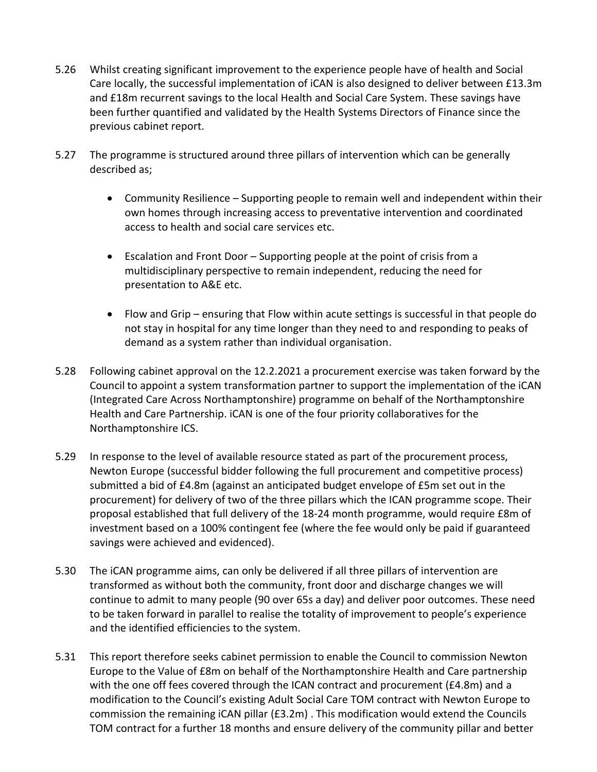5.26 Whilst creating significant improvement to the experience people have of health and Social Care locally, the successful implementation of iCAN is also designed to deliver between £13.3m and £18m recurrent savings to the local Health and Social Care System. These savings have been further quantified and validated by the Health Systems Directors of Finance since the previous cabinet report.

5.27 The programme is structured around three pillars of intervention which can be generally described as;

- Community Resilience – Supporting people to remain well and independent within their own homes through increasing access to preventative intervention and coordinated access to health and social care services etc.
- Escalation and Front Door – Supporting people at the point of crisis from a multidisciplinary perspective to remain independent, reducing the need for presentation to A&E etc.
- Flow and Grip – ensuring that Flow within acute settings is successful in that people do not stay in hospital for any time longer than they need to and responding to peaks of demand as a system rather than individual organisation.

5.28 Following cabinet approval on the 12.2.2021 a procurement exercise was taken forward by the Council to appoint a system transformation partner to support the implementation of the iCAN (Integrated Care Across Northamptonshire) programme on behalf of the Northamptonshire Health and Care Partnership. iCAN is one of the four priority collaboratives for the Northamptonshire ICS.

5.29 In response to the level of available resource stated as part of the procurement process, Newton Europe (successful bidder following the full procurement and competitive process) submitted a bid of £4.8m (against an anticipated budget envelope of £5m set out in the procurement) for delivery of two of the three pillars which the ICAN programme scope. Their proposal established that full delivery of the 18-24 month programme, would require £8m of investment based on a 100% contingent fee (where the fee would only be paid if guaranteed savings were achieved and evidenced).

5.30 The iCAN programme aims, can only be delivered if all three pillars of intervention are transformed as without both the community, front door and discharge changes we will continue to admit to many people (90 over 65s a day) and deliver poor outcomes. These need to be taken forward in parallel to realise the totality of improvement to people's experience and the identified efficiencies to the system.

5.31 This report therefore seeks cabinet permission to enable the Council to commission Newton Europe to the Value of £8m on behalf of the Northamptonshire Health and Care partnership with the one off fees covered through the ICAN contract and procurement (£4.8m) and a modification to the Council's existing Adult Social Care TOM contract with Newton Europe to commission the remaining iCAN pillar (£3.2m) . This modification would extend the Councils TOM contract for a further 18 months and ensure delivery of the community pillar and better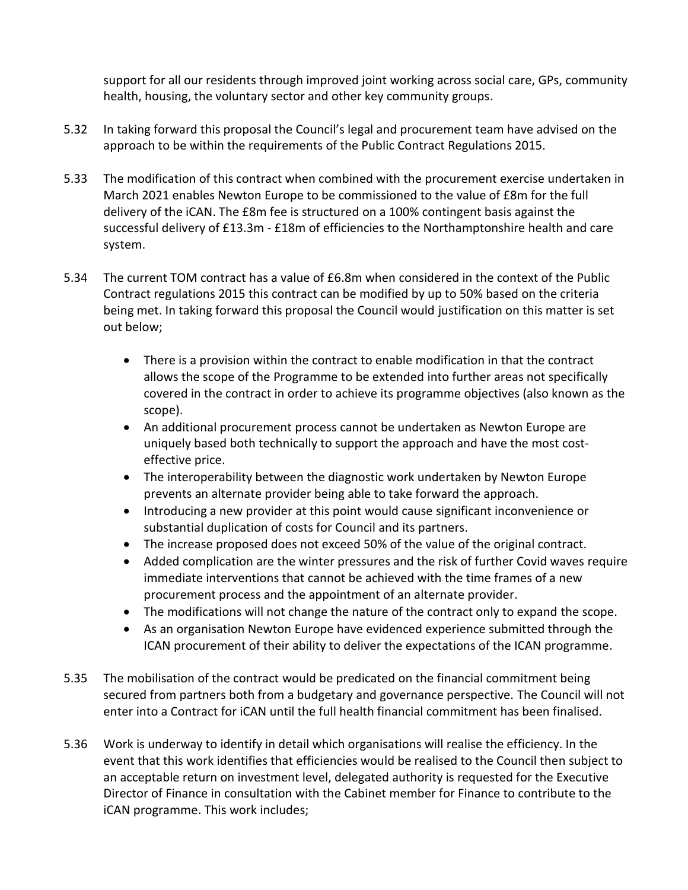support for all our residents through improved joint working across social care, GPs, community health, housing, the voluntary sector and other key community groups.

5.32 In taking forward this proposal the Council's legal and procurement team have advised on the approach to be within the requirements of the Public Contract Regulations 2015.

5.33 The modification of this contract when combined with the procurement exercise undertaken in March 2021 enables Newton Europe to be commissioned to the value of £8m for the full delivery of the iCAN. The £8m fee is structured on a 100% contingent basis against the successful delivery of £13.3m - £18m of efficiencies to the Northamptonshire health and care system.

5.34 The current TOM contract has a value of £6.8m when considered in the context of the Public Contract regulations 2015 this contract can be modified by up to 50% based on the criteria being met. In taking forward this proposal the Council would justification on this matter is set out below;

- There is a provision within the contract to enable modification in that the contract allows the scope of the Programme to be extended into further areas not specifically covered in the contract in order to achieve its programme objectives (also known as the scope).
- An additional procurement process cannot be undertaken as Newton Europe are uniquely based both technically to support the approach and have the most cost-effective price.
- The interoperability between the diagnostic work undertaken by Newton Europe prevents an alternate provider being able to take forward the approach.
- Introducing a new provider at this point would cause significant inconvenience or substantial duplication of costs for Council and its partners.
- The increase proposed does not exceed 50% of the value of the original contract.
- Added complication are the winter pressures and the risk of further Covid waves require immediate interventions that cannot be achieved with the time frames of a new procurement process and the appointment of an alternate provider.
- The modifications will not change the nature of the contract only to expand the scope.
- As an organisation Newton Europe have evidenced experience submitted through the ICAN procurement of their ability to deliver the expectations of the ICAN programme.

5.35 The mobilisation of the contract would be predicated on the financial commitment being secured from partners both from a budgetary and governance perspective. The Council will not enter into a Contract for iCAN until the full health financial commitment has been finalised.

5.36 Work is underway to identify in detail which organisations will realise the efficiency. In the event that this work identifies that efficiencies would be realised to the Council then subject to an acceptable return on investment level, delegated authority is requested for the Executive Director of Finance in consultation with the Cabinet member for Finance to contribute to the iCAN programme. This work includes;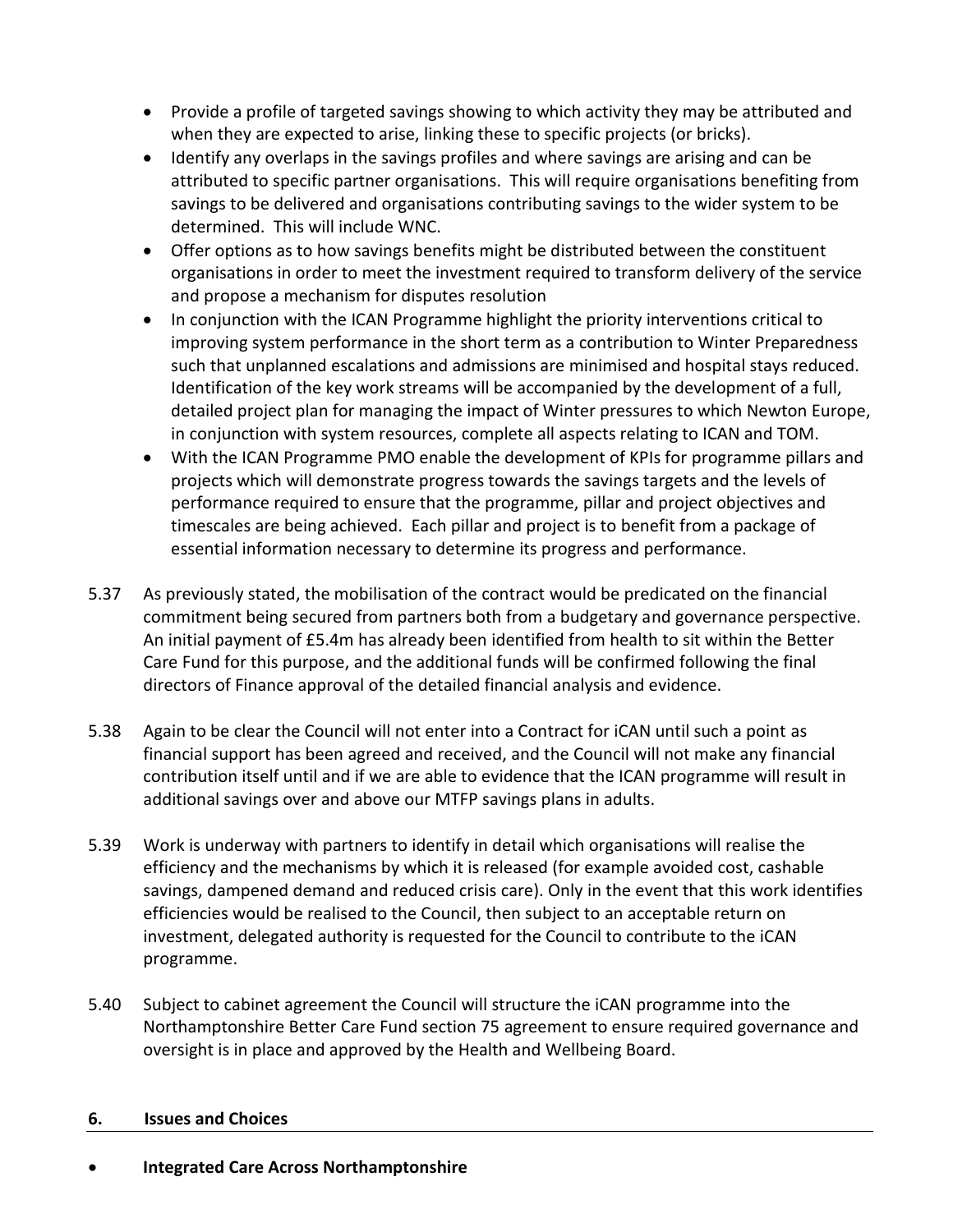- Provide a profile of targeted savings showing to which activity they may be attributed and when they are expected to arise, linking these to specific projects (or bricks).
- Identify any overlaps in the savings profiles and where savings are arising and can be attributed to specific partner organisations. This will require organisations benefiting from savings to be delivered and organisations contributing savings to the wider system to be determined. This will include WNC.
- Offer options as to how savings benefits might be distributed between the constituent organisations in order to meet the investment required to transform delivery of the service and propose a mechanism for disputes resolution
- In conjunction with the ICAN Programme highlight the priority interventions critical to improving system performance in the short term as a contribution to Winter Preparedness such that unplanned escalations and admissions are minimised and hospital stays reduced. Identification of the key work streams will be accompanied by the development of a full, detailed project plan for managing the impact of Winter pressures to which Newton Europe, in conjunction with system resources, complete all aspects relating to ICAN and TOM.
- With the ICAN Programme PMO enable the development of KPIs for programme pillars and projects which will demonstrate progress towards the savings targets and the levels of performance required to ensure that the programme, pillar and project objectives and timescales are being achieved. Each pillar and project is to benefit from a package of essential information necessary to determine its progress and performance.

5.37 As previously stated, the mobilisation of the contract would be predicated on the financial commitment being secured from partners both from a budgetary and governance perspective. An initial payment of £5.4m has already been identified from health to sit within the Better Care Fund for this purpose, and the additional funds will be confirmed following the final directors of Finance approval of the detailed financial analysis and evidence.

5.38 Again to be clear the Council will not enter into a Contract for iCAN until such a point as financial support has been agreed and received, and the Council will not make any financial contribution itself until and if we are able to evidence that the ICAN programme will result in additional savings over and above our MTFP savings plans in adults.

5.39 Work is underway with partners to identify in detail which organisations will realise the efficiency and the mechanisms by which it is released (for example avoided cost, cashable savings, dampened demand and reduced crisis care). Only in the event that this work identifies efficiencies would be realised to the Council, then subject to an acceptable return on investment, delegated authority is requested for the Council to contribute to the iCAN programme.

5.40 Subject to cabinet agreement the Council will structure the iCAN programme into the Northamptonshire Better Care Fund section 75 agreement to ensure required governance and oversight is in place and approved by the Health and Wellbeing Board.

## 6. Issues and Choices

- **Integrated Care Across Northamptonshire**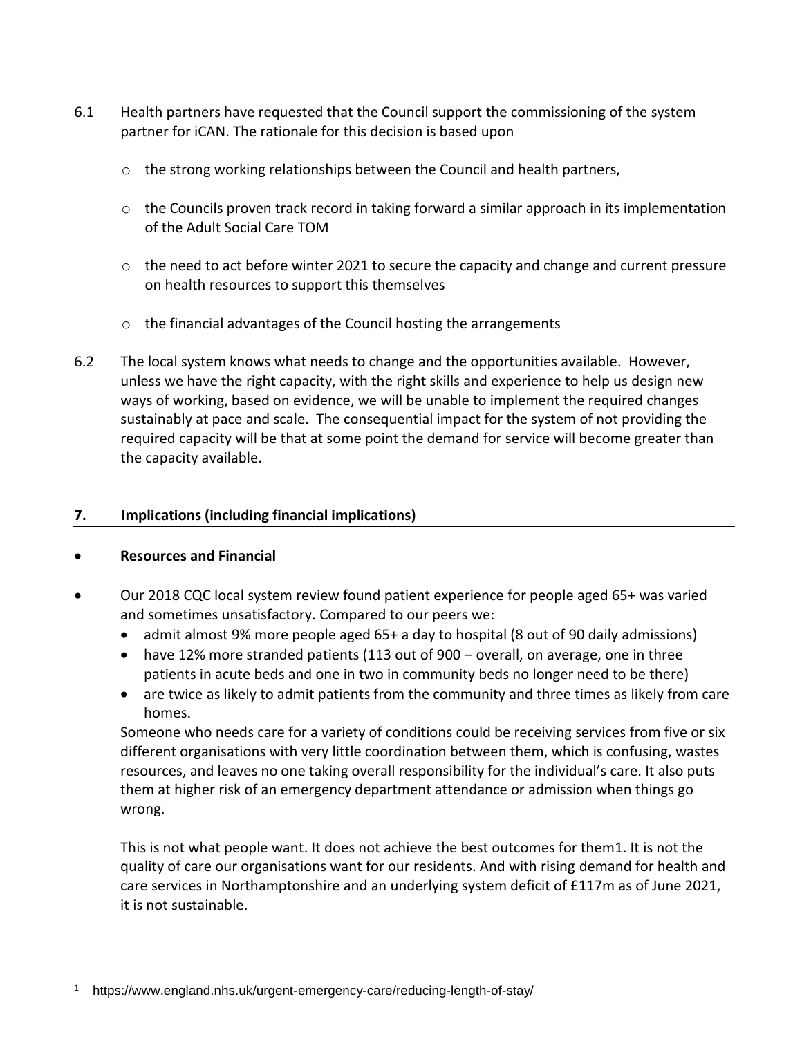6.1 Health partners have requested that the Council support the commissioning of the system partner for iCAN. The rationale for this decision is based upon

- the strong working relationships between the Council and health partners,
- the Councils proven track record in taking forward a similar approach in its implementation of the Adult Social Care TOM
- the need to act before winter 2021 to secure the capacity and change and current pressure on health resources to support this themselves
- the financial advantages of the Council hosting the arrangements

6.2 The local system knows what needs to change and the opportunities available. However, unless we have the right capacity, with the right skills and experience to help us design new ways of working, based on evidence, we will be unable to implement the required changes sustainably at pace and scale. The consequential impact for the system of not providing the required capacity will be that at some point the demand for service will become greater than the capacity available.

## 7. Implications (including financial implications)

- **Resources and Financial**

- Our 2018 CQC local system review found patient experience for people aged 65+ was varied and sometimes unsatisfactory. Compared to our peers we:
  - admit almost 9% more people aged 65+ a day to hospital (8 out of 90 daily admissions)
  - have 12% more stranded patients (113 out of 900 – overall, on average, one in three patients in acute beds and one in two in community beds no longer need to be there)
  - are twice as likely to admit patients from the community and three times as likely from care homes.

  Someone who needs care for a variety of conditions could be receiving services from five or six different organisations with very little coordination between them, which is confusing, wastes resources, and leaves no one taking overall responsibility for the individual's care. It also puts them at higher risk of an emergency department attendance or admission when things go wrong.

  This is not what people want. It does not achieve the best outcomes for them[1]. It is not the quality of care our organisations want for our residents. And with rising demand for health and care services in Northamptonshire and an underlying system deficit of £117m as of June 2021, it is not sustainable.

---

[1] https://www.england.nhs.uk/urgent-emergency-care/reducing-length-of-stay/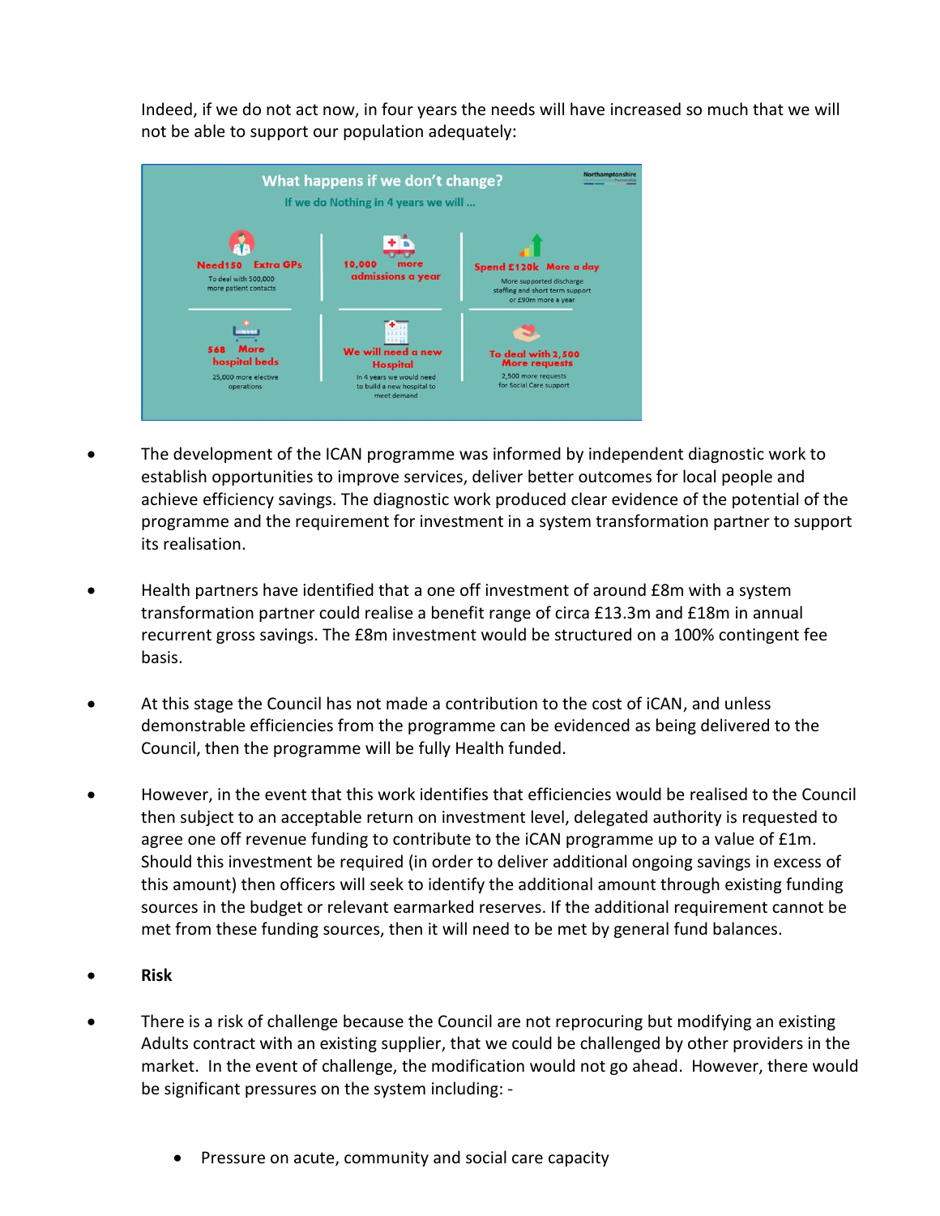Indeed, if we do not act now, in four years the needs will have increased so much that we will not be able to support our population adequately:

**What happens if we don't change?**

If we do Nothing in 4 years we will ...

Northamptonshire Health and Care Partnership

| | | |
|---|---|---|
| **Need 150 Extra GPs** To deal with 500,000 more patient contacts | **10,000 more admissions a year** | **Spend £120k More a day** More supported discharge staffing and short term support or £90m more a year |
| **568 More hospital beds** 25,000 more elective operations | **We will need a new Hospital** In 4 years we would need to build a new hospital to meet demand | **To deal with 2,500 More requests** 2,500 more requests for Social Care support |

- The development of the ICAN programme was informed by independent diagnostic work to establish opportunities to improve services, deliver better outcomes for local people and achieve efficiency savings. The diagnostic work produced clear evidence of the potential of the programme and the requirement for investment in a system transformation partner to support its realisation.

- Health partners have identified that a one off investment of around £8m with a system transformation partner could realise a benefit range of circa £13.3m and £18m in annual recurrent gross savings. The £8m investment would be structured on a 100% contingent fee basis.

- At this stage the Council has not made a contribution to the cost of iCAN, and unless demonstrable efficiencies from the programme can be evidenced as being delivered to the Council, then the programme will be fully Health funded.

- However, in the event that this work identifies that efficiencies would be realised to the Council then subject to an acceptable return on investment level, delegated authority is requested to agree one off revenue funding to contribute to the iCAN programme up to a value of £1m. Should this investment be required (in order to deliver additional ongoing savings in excess of this amount) then officers will seek to identify the additional amount through existing funding sources in the budget or relevant earmarked reserves. If the additional requirement cannot be met from these funding sources, then it will need to be met by general fund balances.

- **Risk**

- There is a risk of challenge because the Council are not reprocuring but modifying an existing Adults contract with an existing supplier, that we could be challenged by other providers in the market. In the event of challenge, the modification would not go ahead. However, there would be significant pressures on the system including: -

  - Pressure on acute, community and social care capacity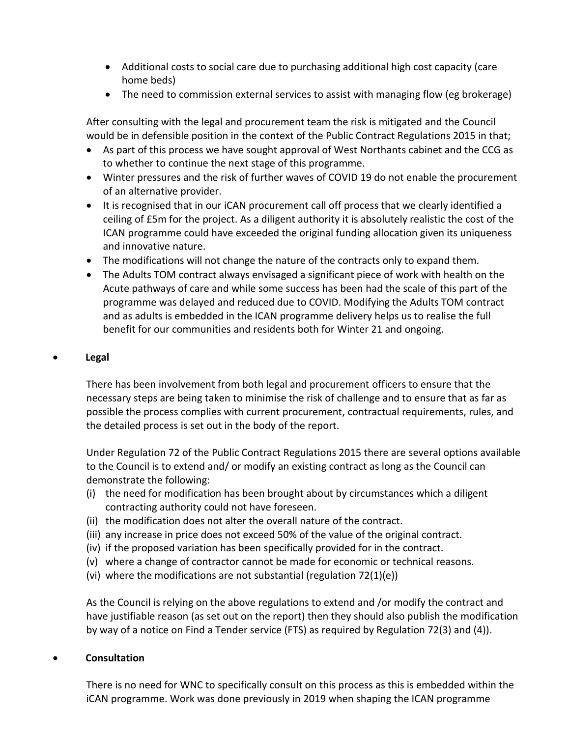- Additional costs to social care due to purchasing additional high cost capacity (care home beds)
- The need to commission external services to assist with managing flow (eg brokerage)

After consulting with the legal and procurement team the risk is mitigated and the Council would be in defensible position in the context of the Public Contract Regulations 2015 in that;

- As part of this process we have sought approval of West Northants cabinet and the CCG as to whether to continue the next stage of this programme.
- Winter pressures and the risk of further waves of COVID 19 do not enable the procurement of an alternative provider.
- It is recognised that in our iCAN procurement call off process that we clearly identified a ceiling of £5m for the project. As a diligent authority it is absolutely realistic the cost of the ICAN programme could have exceeded the original funding allocation given its uniqueness and innovative nature.
- The modifications will not change the nature of the contracts only to expand them.
- The Adults TOM contract always envisaged a significant piece of work with health on the Acute pathways of care and while some success has been had the scale of this part of the programme was delayed and reduced due to COVID. Modifying the Adults TOM contract and as adults is embedded in the ICAN programme delivery helps us to realise the full benefit for our communities and residents both for Winter 21 and ongoing.

- **Legal**

There has been involvement from both legal and procurement officers to ensure that the necessary steps are being taken to minimise the risk of challenge and to ensure that as far as possible the process complies with current procurement, contractual requirements, rules, and the detailed process is set out in the body of the report.

Under Regulation 72 of the Public Contract Regulations 2015 there are several options available to the Council is to extend and/ or modify an existing contract as long as the Council can demonstrate the following:

(i) the need for modification has been brought about by circumstances which a diligent contracting authority could not have foreseen.
(ii) the modification does not alter the overall nature of the contract.
(iii) any increase in price does not exceed 50% of the value of the original contract.
(iv) if the proposed variation has been specifically provided for in the contract.
(v) where a change of contractor cannot be made for economic or technical reasons.
(vi) where the modifications are not substantial (regulation 72(1)(e))

As the Council is relying on the above regulations to extend and /or modify the contract and have justifiable reason (as set out on the report) then they should also publish the modification by way of a notice on Find a Tender service (FTS) as required by Regulation 72(3) and (4)).

- **Consultation**

There is no need for WNC to specifically consult on this process as this is embedded within the iCAN programme. Work was done previously in 2019 when shaping the ICAN programme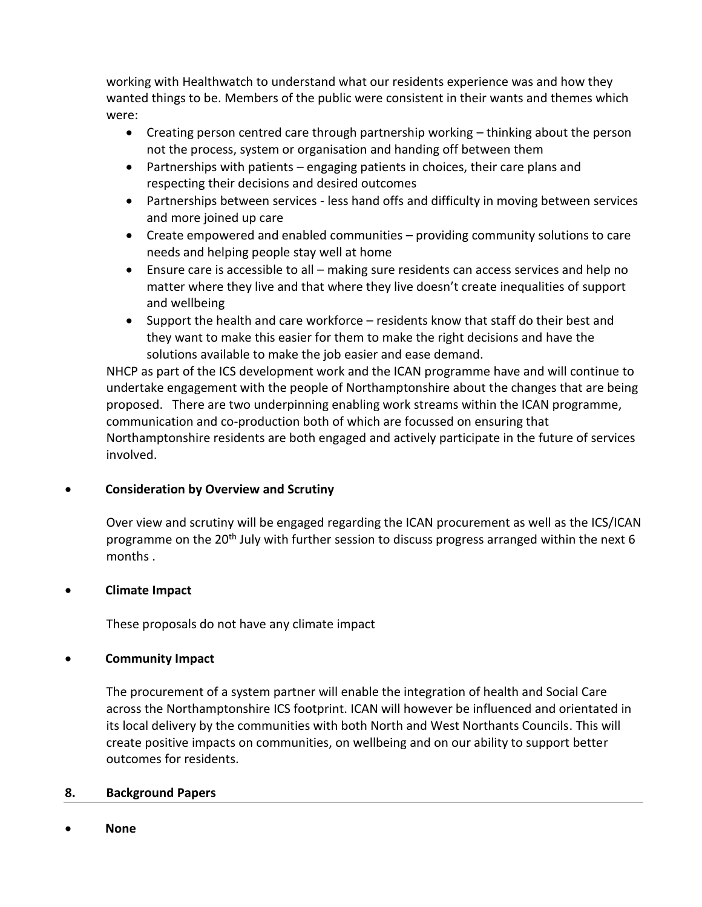working with Healthwatch to understand what our residents experience was and how they wanted things to be. Members of the public were consistent in their wants and themes which were:

- Creating person centred care through partnership working – thinking about the person not the process, system or organisation and handing off between them
- Partnerships with patients – engaging patients in choices, their care plans and respecting their decisions and desired outcomes
- Partnerships between services - less hand offs and difficulty in moving between services and more joined up care
- Create empowered and enabled communities – providing community solutions to care needs and helping people stay well at home
- Ensure care is accessible to all – making sure residents can access services and help no matter where they live and that where they live doesn't create inequalities of support and wellbeing
- Support the health and care workforce – residents know that staff do their best and they want to make this easier for them to make the right decisions and have the solutions available to make the job easier and ease demand.

NHCP as part of the ICS development work and the ICAN programme have and will continue to undertake engagement with the people of Northamptonshire about the changes that are being proposed. There are two underpinning enabling work streams within the ICAN programme, communication and co-production both of which are focussed on ensuring that Northamptonshire residents are both engaged and actively participate in the future of services involved.

- **Consideration by Overview and Scrutiny**

Over view and scrutiny will be engaged regarding the ICAN procurement as well as the ICS/ICAN programme on the 20th July with further session to discuss progress arranged within the next 6 months .

- **Climate Impact**

These proposals do not have any climate impact

- **Community Impact**

The procurement of a system partner will enable the integration of health and Social Care across the Northamptonshire ICS footprint. ICAN will however be influenced and orientated in its local delivery by the communities with both North and West Northants Councils. This will create positive impacts on communities, on wellbeing and on our ability to support better outcomes for residents.

## 8. Background Papers

- **None**